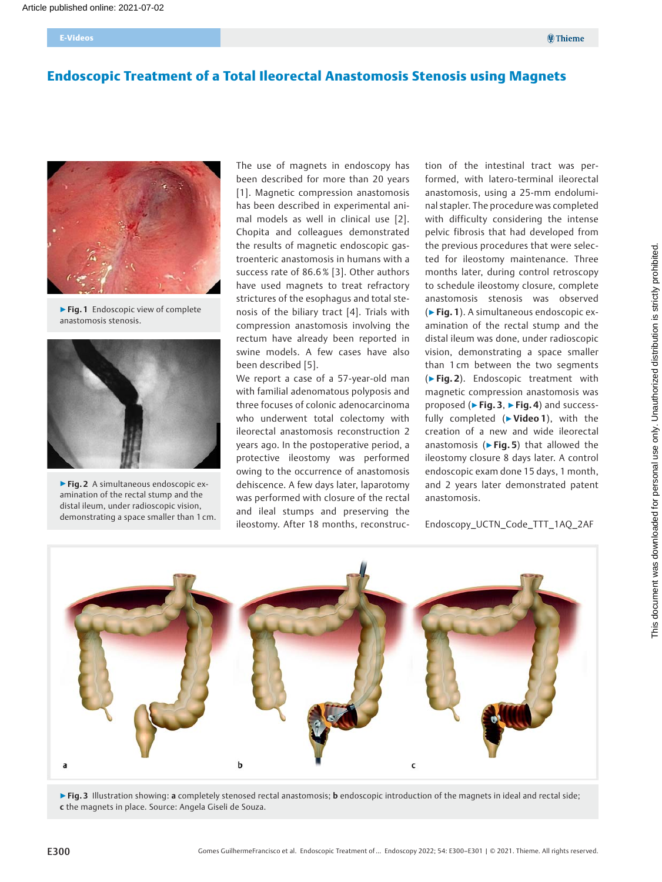# Endoscopic Treatment of a Total Ileorectal Anastomosis Stenosis using Magnets

▶ **Fig. 1** Endoscopic view of complete anastomosis stenosis.

▶ **Fig. 2** A simultaneous endoscopic examination of the rectal stump and the distal ileum, under radioscopic vision, demonstrating a space smaller than 1 cm.

The use of magnets in endoscopy has been described for more than 20 years [1]. Magnetic compression anastomosis has been described in experimental animal models as well as in clinical use [2]. Chopita and colleagues demonstrated the results of magnetic endoscopic gastroenteric anastomosis in humans with a success rate of 86.6 % [3]. Other authors have used magnets to treat refractory strictures of the esophagus and total stenosis of the biliary tract [4]. Trials with compression anastomosis involving the rectum have already been reported in swine models. A few cases have also been described [5].

We report a case of a 57-year-old man with familial adenomatous polyposis and three focuses of colonic adenocarcinoma who underwent total colectomy with ileorectal anastomosis reconstruction 2 years ago. In the postoperative period, a protective ileostomy was performed owing to the occurrence of anastomosis dehiscence. A few days later, laparotomy was performed with closure of the rectal and ileal stumps and preserving the ileostomy. After 18 months, reconstruction of the intestinal tract was performed, with latero-terminal ileorectal anastomosis, using a 25-mm endoluminal stapler. The procedure was completed with difficulty considering the intense pelvic fibrosis that had developed from the previous procedures that were selected for ileostomy maintenance. Three months later, during control retroscopy to schedule ileostomy closure, complete anastomosis stenosis was observed (▶ **Fig. 1**). A simultaneous endoscopic examination of the rectal stump and the distal ileum was done, under radioscopic vision, demonstrating a space smaller than 1 cm between the two segments (▶ **Fig. 2**). Endoscopic treatment with magnetic compression anastomosis was proposed (▶ **Fig. 3**, ▶ **Fig. 4**) and successfully completed (▶ **Video 1**), with the creation of a new and wide ileorectal anastomosis (▶ **Fig. 5**) that allowed the ileostomy closure 8 days later. A control endoscopic exam done 15 days, 1 month, and 2 years later demonstrated patent anastomosis.

Endoscopy_UCTN_Code_TTT_1AQ_2AF

▶ **Fig. 3** Illustration showing: **a** completely stenosed rectal anastomosis; **b** endoscopic introduction of the magnets in ideal and rectal side; **c** the magnets in place. Source: Angela Giseli de Souza.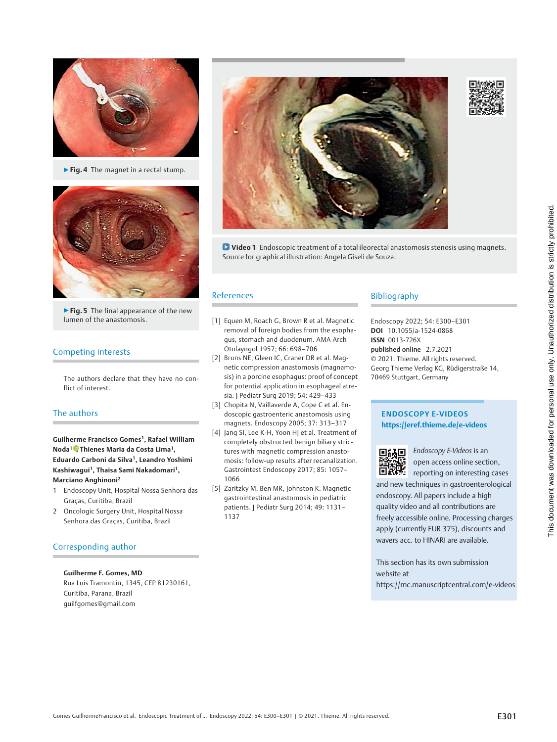**Fig. 4** The magnet in a rectal stump.

**Fig. 5** The final appearance of the new lumen of the anastomosis.

## Competing interests

The authors declare that they have no conflict of interest.

## The authors

**Guilherme Francisco Gomes[1], Rafael William Noda[1], Thienes Maria da Costa Lima[1], Eduardo Carboni da Silva[1], Leandro Yoshimi Kashiwagui[1], Thaisa Sami Nakadomari[1], Marciano Anghinoni[2]**

1. Endoscopy Unit, Hospital Nossa Senhora das Graças, Curitiba, Brazil
2. Oncologic Surgery Unit, Hospital Nossa Senhora das Graças, Curitiba, Brazil

## Corresponding author

**Guilherme F. Gomes, MD**
Rua Luis Tramontin, 1345, CEP 81230161, Curitiba, Parana, Brazil
guilfgomes@gmail.com

**Video 1** Endoscopic treatment of a total ileorectal anastomosis stenosis using magnets. Source for graphical illustration: Angela Giseli de Souza.

## References

[1] Equen M, Roach G, Brown R et al. Magnetic removal of foreign bodies from the esophagus, stomach and duodenum. AMA Arch Otolayngol 1957; 66: 698–706

[2] Bruns NE, Gleen IC, Craner DR et al. Magnetic compression anastomosis (magnamosis) in a porcine esophagus: proof of concept for potential application in esophageal atresia. J Pediatr Surg 2019; 54: 429–433

[3] Chopita N, Vaillaverde A, Cope C et al. Endoscopic gastroenteric anastomosis using magnets. Endoscopy 2005; 37: 313–317

[4] Jang SI, Lee K-H, Yoon HJ et al. Treatment of completely obstructed benign biliary strictures with magnetic compression anastomosis: follow-up results after recanalization. Gastrointest Endoscopy 2017; 85: 1057–1066

[5] Zaritzky M, Ben MR, Johnston K. Magnetic gastrointestinal anastomosis in pediatric patients. J Pediatr Surg 2014; 49: 1131–1137

## Bibliography

Endoscopy 2022; 54: E300–E301
**DOI** 10.1055/a-1524-0868
**ISSN** 0013-726X
**published online** 2.7.2021
© 2021. Thieme. All rights reserved.
Georg Thieme Verlag KG, Rüdigerstraße 14, 70469 Stuttgart, Germany

**ENDOSCOPY E-VIDEOS**
**https://eref.thieme.de/e-videos**

*Endoscopy E-Videos* is an open access online section, reporting on interesting cases and new techniques in gastroenterological endoscopy. All papers include a high quality video and all contributions are freely accessible online. Processing charges apply (currently EUR 375), discounts and wavers acc. to HINARI are available.

This section has its own submission website at https://mc.manuscriptcentral.com/e-videos